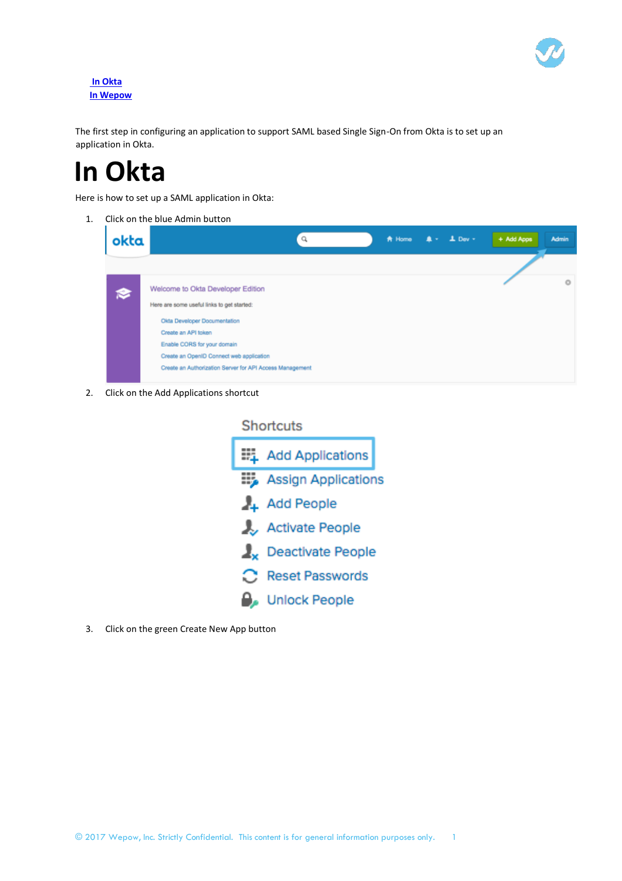[In Okta](#in-okta)
[In Wepow](#in-wepow)

The first step in configuring an application to support SAML based Single Sign-On from Okta is to set up an application in Okta.

# In Okta

Here is how to set up a SAML application in Okta:

1. Click on the blue Admin button
2. Click on the Add Applications shortcut
3. Click on the green Create New App button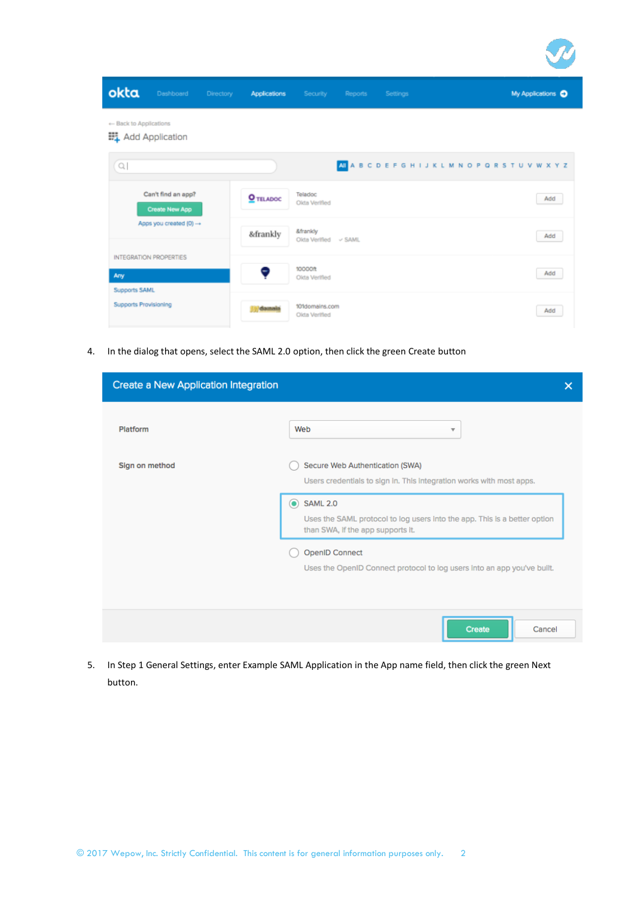4. In the dialog that opens, select the SAML 2.0 option, then click the green Create button

5. In Step 1 General Settings, enter Example SAML Application in the App name field, then click the green Next button.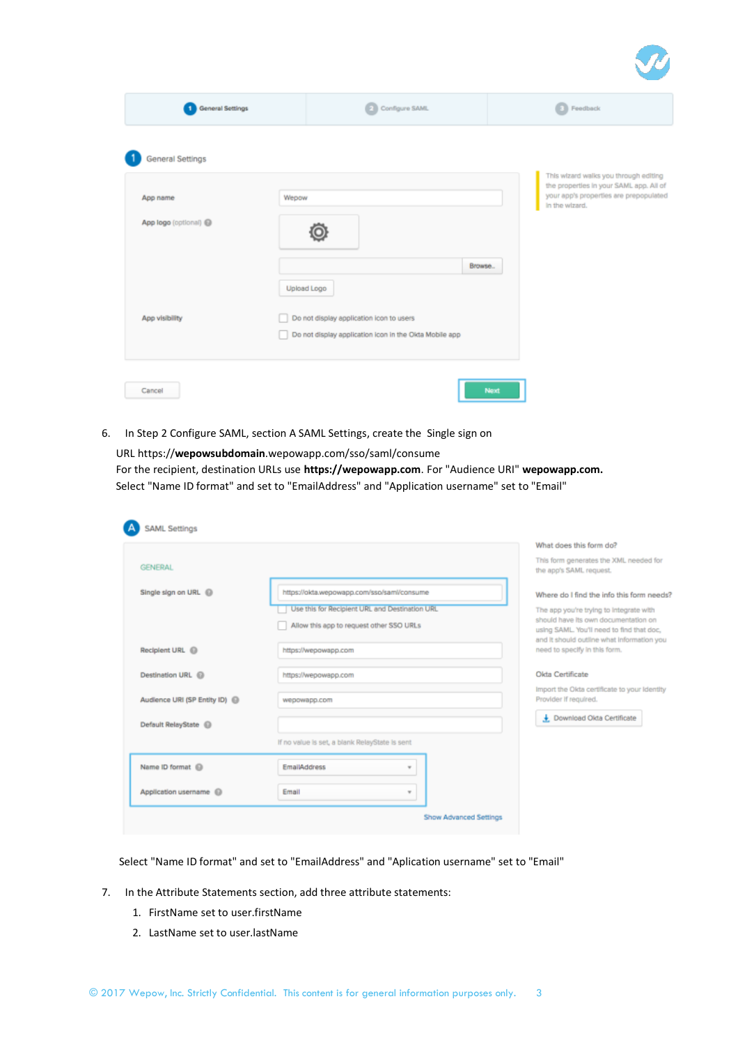6. In Step 2 Configure SAML, section A SAML Settings, create the Single sign on URL https://**wepowsubdomain**.wepowapp.com/sso/saml/consume
   For the recipient, destination URLs use **https://wepowapp.com**. For "Audience URI" **wepowapp.com.**
   Select "Name ID format" and set to "EmailAddress" and "Application username" set to "Email"

   Select "Name ID format" and set to "EmailAddress" and "Aplication username" set to "Email"

7. In the Attribute Statements section, add three attribute statements:
   1. FirstName set to user.firstName
   2. LastName set to user.lastName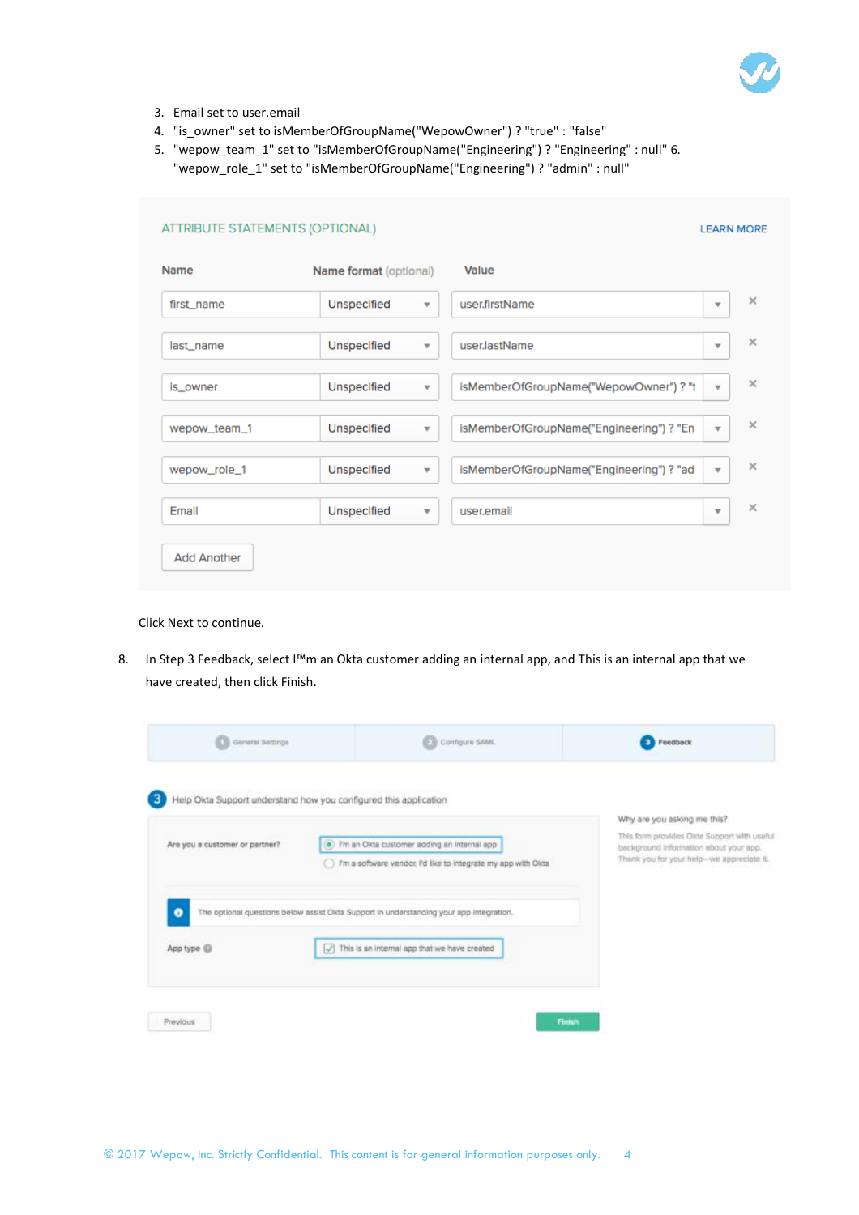3. Email set to user.email
4. "is_owner" set to isMemberOfGroupName("WepowOwner") ? "true" : "false"
5. "wepow_team_1" set to "isMemberOfGroupName("Engineering") ? "Engineering" : null" 6. "wepow_role_1" set to "isMemberOfGroupName("Engineering") ? "admin" : null"

ATTRIBUTE STATEMENTS (OPTIONAL) LEARN MORE

| Name | Name format (optional) | Value |
|---|---|---|
| first_name | Unspecified | user.firstName |
| last_name | Unspecified | user.lastName |
| is_owner | Unspecified | isMemberOfGroupName("WepowOwner") ? "t |
| wepow_team_1 | Unspecified | isMemberOfGroupName("Engineering") ? "En |
| wepow_role_1 | Unspecified | isMemberOfGroupName("Engineering") ? "ad |
| Email | Unspecified | user.email |

Add Another

Click Next to continue.

8. In Step 3 Feedback, select I™m an Okta customer adding an internal app, and This is an internal app that we have created, then click Finish.

1 General Settings | 2 Configure SAML | 3 Feedback

3 Help Okta Support understand how you configured this application

Are you a customer or partner?
- (•) I'm an Okta customer adding an internal app
- ( ) I'm a software vendor. I'd like to integrate my app with Okta

The optional questions below assist Okta Support in understanding your app integration.

App type
- [x] This is an internal app that we have created

Why are you asking me this?

This form provides Okta Support with useful background information about your app. Thank you for your help—we appreciate it.

Previous | Finish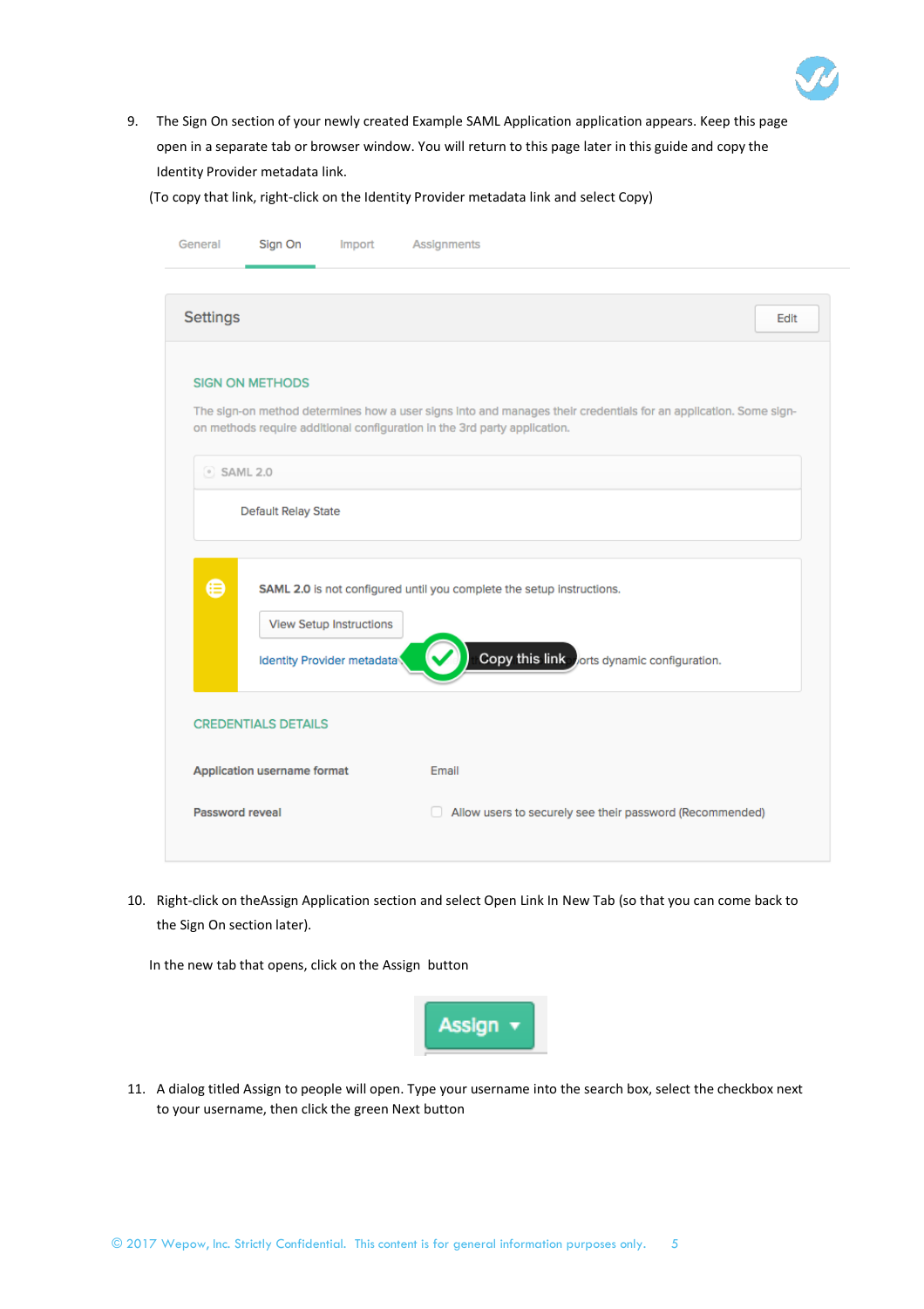9. The Sign On section of your newly created Example SAML Application application appears. Keep this page open in a separate tab or browser window. You will return to this page later in this guide and copy the Identity Provider metadata link.

   (To copy that link, right-click on the Identity Provider metadata link and select Copy)

10. Right-click on theAssign Application section and select Open Link In New Tab (so that you can come back to the Sign On section later).

    In the new tab that opens, click on the Assign button

11. A dialog titled Assign to people will open. Type your username into the search box, select the checkbox next to your username, then click the green Next button

© 2017 Wepow, Inc. Strictly Confidential. This content is for general information purposes only.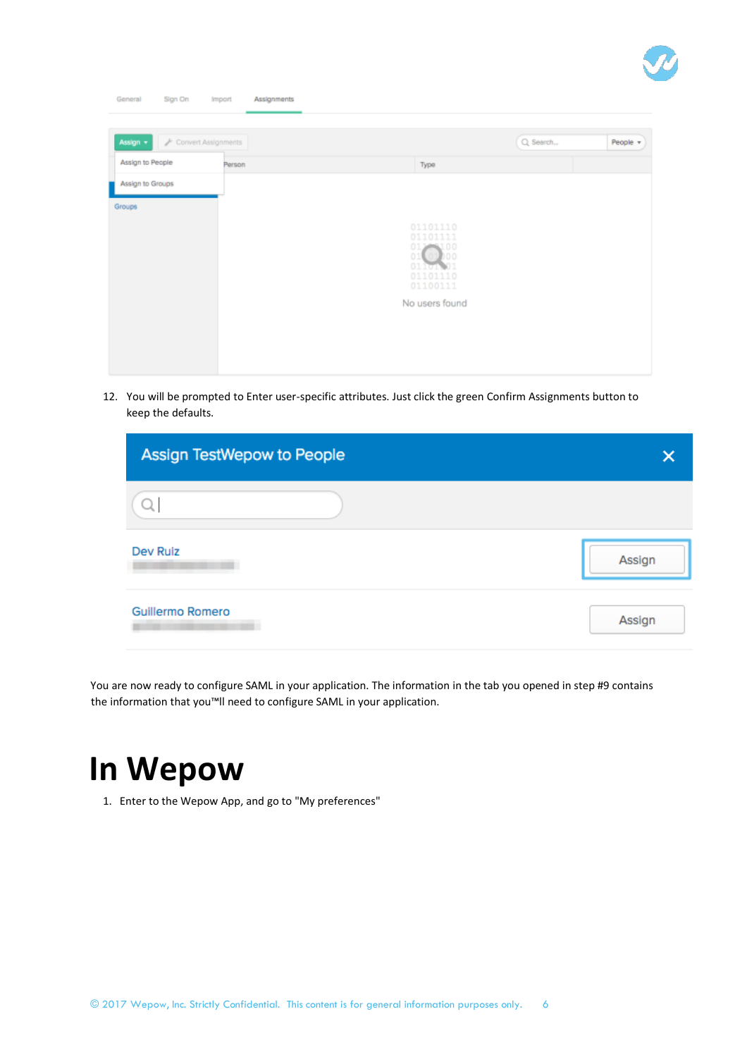12. You will be prompted to Enter user-specific attributes. Just click the green Confirm Assignments button to keep the defaults.

You are now ready to configure SAML in your application. The information in the tab you opened in step #9 contains the information that you™ll need to configure SAML in your application.

# In Wepow

1. Enter to the Wepow App, and go to "My preferences"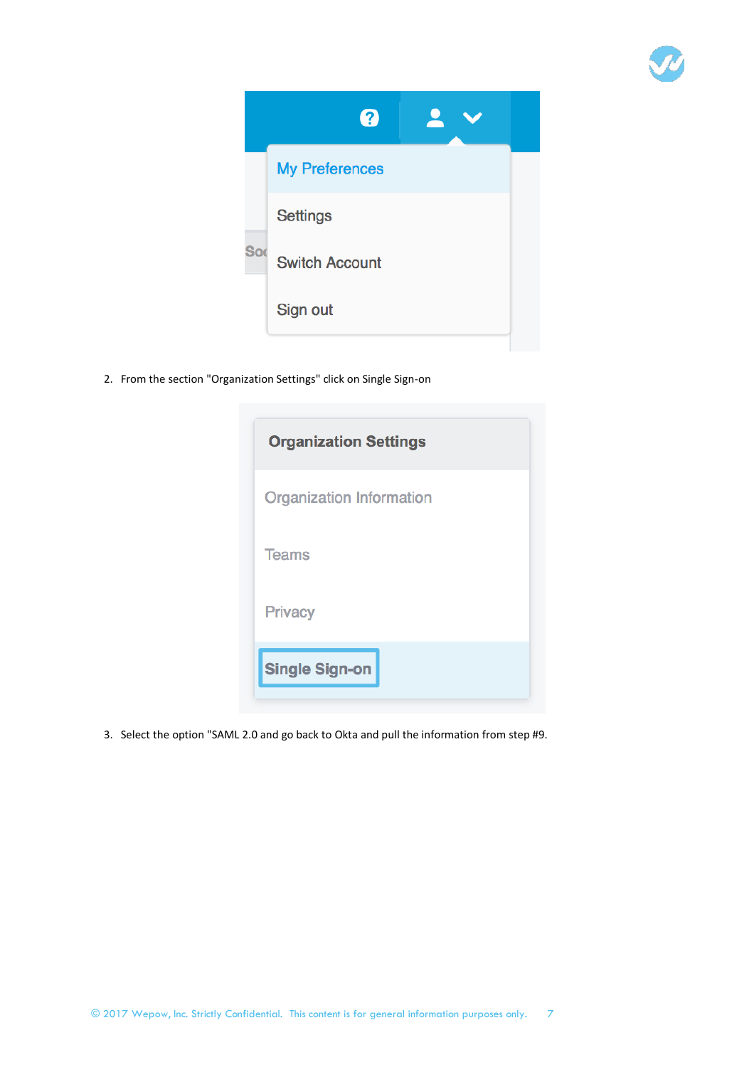2. From the section "Organization Settings" click on Single Sign-on

3. Select the option "SAML 2.0 and go back to Okta and pull the information from step #9.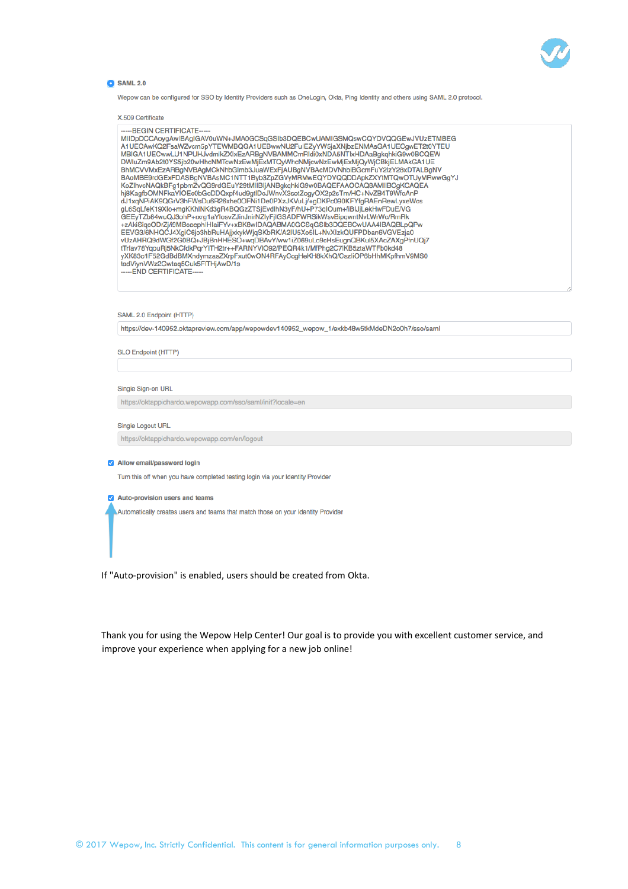SAML 2.0

Wepow can be configured for SSO by Identity Providers such as OneLogin, Okta, Ping Identity and others using SAML 2.0 protocol.

X.509 Certificate

```
-----BEGIN CERTIFICATE-----
MIIDpDCCAoygAwIBAgIGAV0uWN+JMA0GCSqGSIb3DQEBCwUAMIGSMQswCQYDVQQGEwJVUzETMBEG
A1UECAwKQ2FsaWZvcm5pYTEWMBQGA1UEBwwNU2FuIEZyYW5jaXNjbzENMAsGA1UECgwET2t0YTEU
MBIGA1UECwwLU1NPUHJvdmlkZXIxEzARBgNVBAMMCmRldi0xNDA5NTIxHDAaBgkqhkiG9w0BCQEW
DWluZm9Ab2t0YS5jb20wHhcNMTcwNzEwMjExMTQyWhcNMjcwNzEwMjExMjQyWjCBkjELMAkGA1UE
BhMCVVMxEzARBgNVBAgMCkNhbGlmb3JuaWExFjAUBgNVBAcMDVNhbiBGcmFuY2lzY28xDTALBgNV
BAoMBE9rdGExFDASBgNVBAsMC1NTT1Byb3ZpZGVyMRMwEQYDVQQDDApkZXYtMTQwOTUyMRwwGgYJ
KoZIhvcNAQkBFg1pbmZvQG9rdGEuY29tMIIBIjANBgkqhkiG9w0BAQEFAAOCAQ8AMIIBCgKCAQEA
hj8KagfoOMNFkaYIOEe0bGcDDQxpf4ud9gtIDoJWnvX3setZogyOX2p2sTm/HC+NvZB4T9WfoAnP
dJ1xqNPiAK9QGrV3hFWsDu6R26xhe0OFNi1De0PXzJKVuLj/+gDKPc090KFYfgRAEnRewLyxeWcs
gL6SqLfeK19Xlo+mgKKhINKd3gR4BQGzZTSjEvdlhN3yF/hU+P73qlOum+IBIJjLekHwFDuE/VG
GEEyTZb64wuQJ3ohP+rxrg1aYlosvZJinJnirNZlyFjlGSADFWRSikWsvBipqwntNvLWrWc/RmRk
+zAkiSiqoODrZj/6MBcaephIHlaiFYv+xBK6wIDAQABMA0GCSqGSIb3DQEBCwUAA4IBAQBLpQFw
EEVG3/6NHQCJ4XgiC6jo3hbRuHAjkxykWjgSKbRK/A2IU5Xo5IL+NvXlzkQUFPDban6VGVEzja0
vUzAHRQ9dWGf2G0BQ+JBjBnHHESO+wqDBAvY/ww1iZ069uLc9cHsEugnQBKul5XAcZAXgPlnUQj7
fTrlav78YqouRj5NkCfdkPqrYITH2tr+FARNYVlO92/PEQR4k1/MfPhg2C7IKB5zteWTFb0kd48
yXK83o1F52QdBdBMXndymzasZXrpFxut0wON4RFAyCcgHeKH8kXhQ/CsziiOP6bHhMKpfhmV9MS0
tadViynVWz2Gwtaq5Cuk5FITHjAwD/1s
-----END CERTIFICATE-----
```

SAML 2.0 Endpoint (HTTP)

https://dev-140952.oktapreview.com/app/wepowdev140952_wepow_1/exkb48w5tkMdeDN2o0h7/sso/saml

SLO Endpoint (HTTP)

Single Sign-on URL

https://oktappichardo.wepowapp.com/sso/saml/init?locale=en

Single Logout URL

https://oktappichardo.wepowapp.com/en/logout

**Allow email/password login**

Turn this off when you have completed testing login via your Identity Provider

**Auto-provision users and teams**

Automatically creates users and teams that match those on your Identity Provider

If "Auto-provision" is enabled, users should be created from Okta.

Thank you for using the Wepow Help Center! Our goal is to provide you with excellent customer service, and improve your experience when applying for a new job online!

© 2017 Wepow, Inc. Strictly Confidential. This content is for general information purposes only.